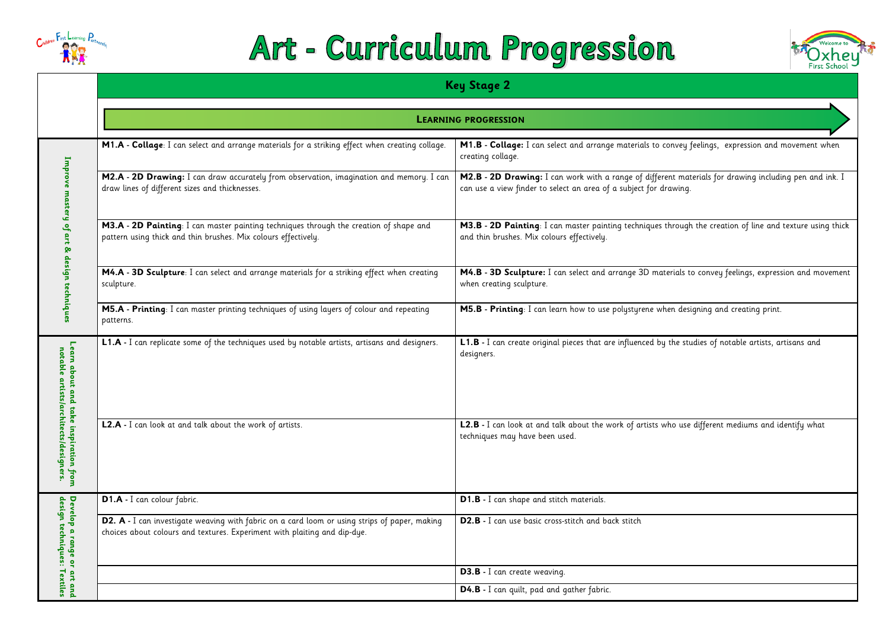# Art - Curriculum Progression

| | Key Stage 2 | |
|---|---|---|
| | **LEARNING PROGRESSION** | |
| Improve mastery of art & design techniques | **M1.A - Collage**: I can select and arrange materials for a striking effect when creating collage. | **M1.B - Collage:** I can select and arrange materials to convey feelings, expression and movement when creating collage. |
| | **M2.A - 2D Drawing:** I can draw accurately from observation, imagination and memory. I can draw lines of different sizes and thicknesses. | **M2.B - 2D Drawing:** I can work with a range of different materials for drawing including pen and ink. I can use a view finder to select an area of a subject for drawing. |
| | **M3.A - 2D Painting**: I can master painting techniques through the creation of shape and pattern using thick and thin brushes. Mix colours effectively. | **M3.B - 2D Painting**: I can master painting techniques through the creation of line and texture using thick and thin brushes. Mix colours effectively. |
| | **M4.A - 3D Sculpture**: I can select and arrange materials for a striking effect when creating sculpture. | **M4.B - 3D Sculpture:** I can select and arrange 3D materials to convey feelings, expression and movement when creating sculpture. |
| | **M5.A - Printing**: I can master printing techniques of using layers of colour and repeating patterns. | **M5.B - Printing**: I can learn how to use polystyrene when designing and creating print. |
| Learn about and take inspiration from notable artists/architects/designers. | **L1.A -** I can replicate some of the techniques used by notable artists, artisans and designers. | **L1.B -** I can create original pieces that are influenced by the studies of notable artists, artisans and designers. |
| | **L2.A -** I can look at and talk about the work of artists. | **L2.B -** I can look at and talk about the work of artists who use different mediums and identify what techniques may have been used. |
| Develop a range or art and design techniques: Textiles | **D1.A -** I can colour fabric. | **D1.B -** I can shape and stitch materials. |
| | **D2. A -** I can investigate weaving with fabric on a card loom or using strips of paper, making choices about colours and textures. Experiment with plaiting and dip-dye. | **D2.B -** I can use basic cross-stitch and back stitch |
| | | **D3.B -** I can create weaving. |
| | | **D4.B -** I can quilt, pad and gather fabric. |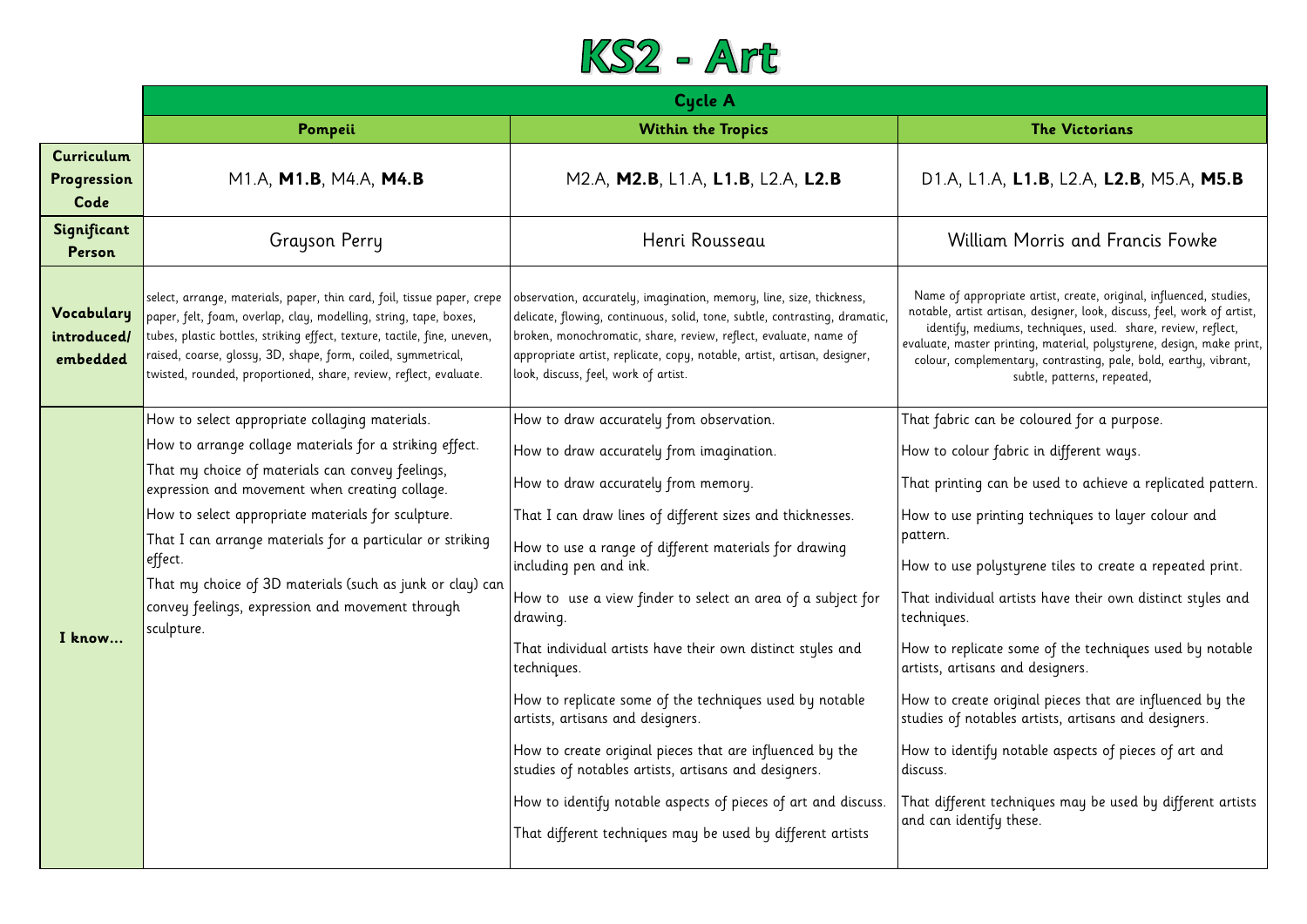# KS2 - Art

| | Cycle A | | |
|---|---|---|---|
| | **Pompeii** | **Within the Tropics** | **The Victorians** |
| **Curriculum Progression Code** | M1.A, **M1.B**, M4.A, **M4.B** | M2.A, **M2.B**, L1.A, **L1.B**, L2.A, **L2.B** | D1.A, L1.A, **L1.B**, L2.A, **L2.B**, M5.A, **M5.B** |
| **Significant Person** | Grayson Perry | Henri Rousseau | William Morris and Francis Fowke |
| **Vocabulary introduced/ embedded** | select, arrange, materials, paper, thin card, foil, tissue paper, crepe paper, felt, foam, overlap, clay, modelling, string, tape, boxes, tubes, plastic bottles, striking effect, texture, tactile, fine, uneven, raised, coarse, glossy, 3D, shape, form, coiled, symmetrical, twisted, rounded, proportioned, share, review, reflect, evaluate. | observation, accurately, imagination, memory, line, size, thickness, delicate, flowing, continuous, solid, tone, subtle, contrasting, dramatic, broken, monochromatic, share, review, reflect, evaluate, name of appropriate artist, replicate, copy, notable, artist, artisan, designer, look, discuss, feel, work of artist. | Name of appropriate artist, create, original, influenced, studies, notable, artist artisan, designer, look, discuss, feel, work of artist, identify, mediums, techniques, used. share, review, reflect, evaluate, master printing, material, polystyrene, design, make print, colour, complementary, contrasting, pale, bold, earthy, vibrant, subtle, patterns, repeated, |
| **I know…** | How to select appropriate collaging materials.<br>How to arrange collage materials for a striking effect.<br>That my choice of materials can convey feelings, expression and movement when creating collage.<br>How to select appropriate materials for sculpture.<br>That I can arrange materials for a particular or striking effect.<br>That my choice of 3D materials (such as junk or clay) can convey feelings, expression and movement through sculpture. | How to draw accurately from observation.<br>How to draw accurately from imagination.<br>How to draw accurately from memory.<br>That I can draw lines of different sizes and thicknesses.<br>How to use a range of different materials for drawing including pen and ink.<br>How to use a view finder to select an area of a subject for drawing.<br>That individual artists have their own distinct styles and techniques.<br>How to replicate some of the techniques used by notable artists, artisans and designers.<br>How to create original pieces that are influenced by the studies of notables artists, artisans and designers.<br>How to identify notable aspects of pieces of art and discuss.<br>That different techniques may be used by different artists | That fabric can be coloured for a purpose.<br>How to colour fabric in different ways.<br>That printing can be used to achieve a replicated pattern.<br>How to use printing techniques to layer colour and pattern.<br>How to use polystyrene tiles to create a repeated print.<br>That individual artists have their own distinct styles and techniques.<br>How to replicate some of the techniques used by notable artists, artisans and designers.<br>How to create original pieces that are influenced by the studies of notables artists, artisans and designers.<br>How to identify notable aspects of pieces of art and discuss.<br>That different techniques may be used by different artists and can identify these. |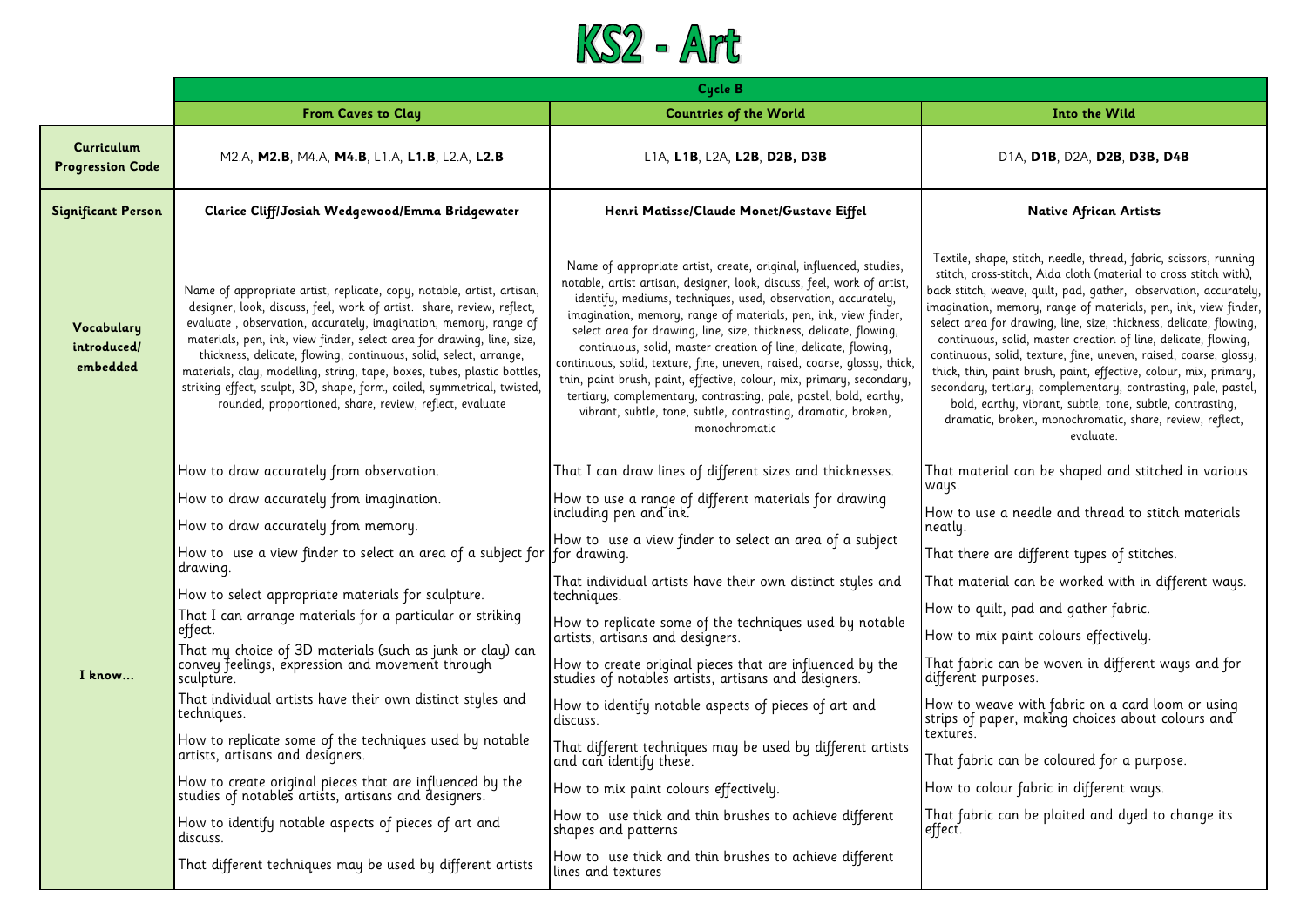# KS2 - Art

| | Cycle B | | |
|---|---|---|---|
| | **From Caves to Clay** | **Countries of the World** | **Into the Wild** |
| **Curriculum Progression Code** | M2.A, **M2.B**, M4.A, **M4.B**, L1.A, **L1.B**, L2.A, **L2.B** | L1A, **L1B**, L2A, **L2B**, **D2B, D3B** | D1A, **D1B**, D2A, **D2B**, **D3B, D4B** |
| **Significant Person** | **Clarice Cliff/Josiah Wedgewood/Emma Bridgewater** | **Henri Matisse/Claude Monet/Gustave Eiffel** | **Native African Artists** |
| **Vocabulary introduced/ embedded** | Name of appropriate artist, replicate, copy, notable, artist, artisan, designer, look, discuss, feel, work of artist. share, review, reflect, evaluate , observation, accurately, imagination, memory, range of materials, pen, ink, view finder, select area for drawing, line, size, thickness, delicate, flowing, continuous, solid, select, arrange, materials, clay, modelling, string, tape, boxes, tubes, plastic bottles, striking effect, sculpt, 3D, shape, form, coiled, symmetrical, twisted, rounded, proportioned, share, review, reflect, evaluate | Name of appropriate artist, create, original, influenced, studies, notable, artist artisan, designer, look, discuss, feel, work of artist, identify, mediums, techniques, used, observation, accurately, imagination, memory, range of materials, pen, ink, view finder, select area for drawing, line, size, thickness, delicate, flowing, continuous, solid, master creation of line, delicate, flowing, continuous, solid, texture, fine, uneven, raised, coarse, glossy, thick, thin, paint brush, paint, effective, colour, mix, primary, secondary, tertiary, complementary, contrasting, pale, pastel, bold, earthy, vibrant, subtle, tone, subtle, contrasting, dramatic, broken, monochromatic | Textile, shape, stitch, needle, thread, fabric, scissors, running stitch, cross-stitch, Aida cloth (material to cross stitch with), back stitch, weave, quilt, pad, gather, observation, accurately, imagination, memory, range of materials, pen, ink, view finder, select area for drawing, line, size, thickness, delicate, flowing, continuous, solid, master creation of line, delicate, flowing, continuous, solid, texture, fine, uneven, raised, coarse, glossy, thick, thin, paint brush, paint, effective, colour, mix, primary, secondary, tertiary, complementary, contrasting, pale, pastel, bold, earthy, vibrant, subtle, tone, subtle, contrasting, dramatic, broken, monochromatic, share, review, reflect, evaluate. |
| **I know…** | How to draw accurately from observation.<br>How to draw accurately from imagination.<br>How to draw accurately from memory.<br>How to use a view finder to select an area of a subject for drawing.<br>How to select appropriate materials for sculpture.<br>That I can arrange materials for a particular or striking effect.<br>That my choice of 3D materials (such as junk or clay) can convey feelings, expression and movement through sculpture.<br>That individual artists have their own distinct styles and techniques.<br>How to replicate some of the techniques used by notable artists, artisans and designers.<br>How to create original pieces that are influenced by the studies of notables artists, artisans and designers.<br>How to identify notable aspects of pieces of art and discuss.<br>That different techniques may be used by different artists | That I can draw lines of different sizes and thicknesses.<br>How to use a range of different materials for drawing including pen and ink.<br>How to use a view finder to select an area of a subject for drawing.<br>That individual artists have their own distinct styles and techniques.<br>How to replicate some of the techniques used by notable artists, artisans and designers.<br>How to create original pieces that are influenced by the studies of notables artists, artisans and designers.<br>How to identify notable aspects of pieces of art and discuss.<br>That different techniques may be used by different artists and can identify these.<br>How to mix paint colours effectively.<br>How to use thick and thin brushes to achieve different shapes and patterns<br>How to use thick and thin brushes to achieve different lines and textures | That material can be shaped and stitched in various ways.<br>How to use a needle and thread to stitch materials neatly.<br>That there are different types of stitches.<br>That material can be worked with in different ways.<br>How to quilt, pad and gather fabric.<br>How to mix paint colours effectively.<br>That fabric can be woven in different ways and for different purposes.<br>How to weave with fabric on a card loom or using strips of paper, making choices about colours and textures.<br>That fabric can be coloured for a purpose.<br>How to colour fabric in different ways.<br>That fabric can be plaited and dyed to change its effect. |